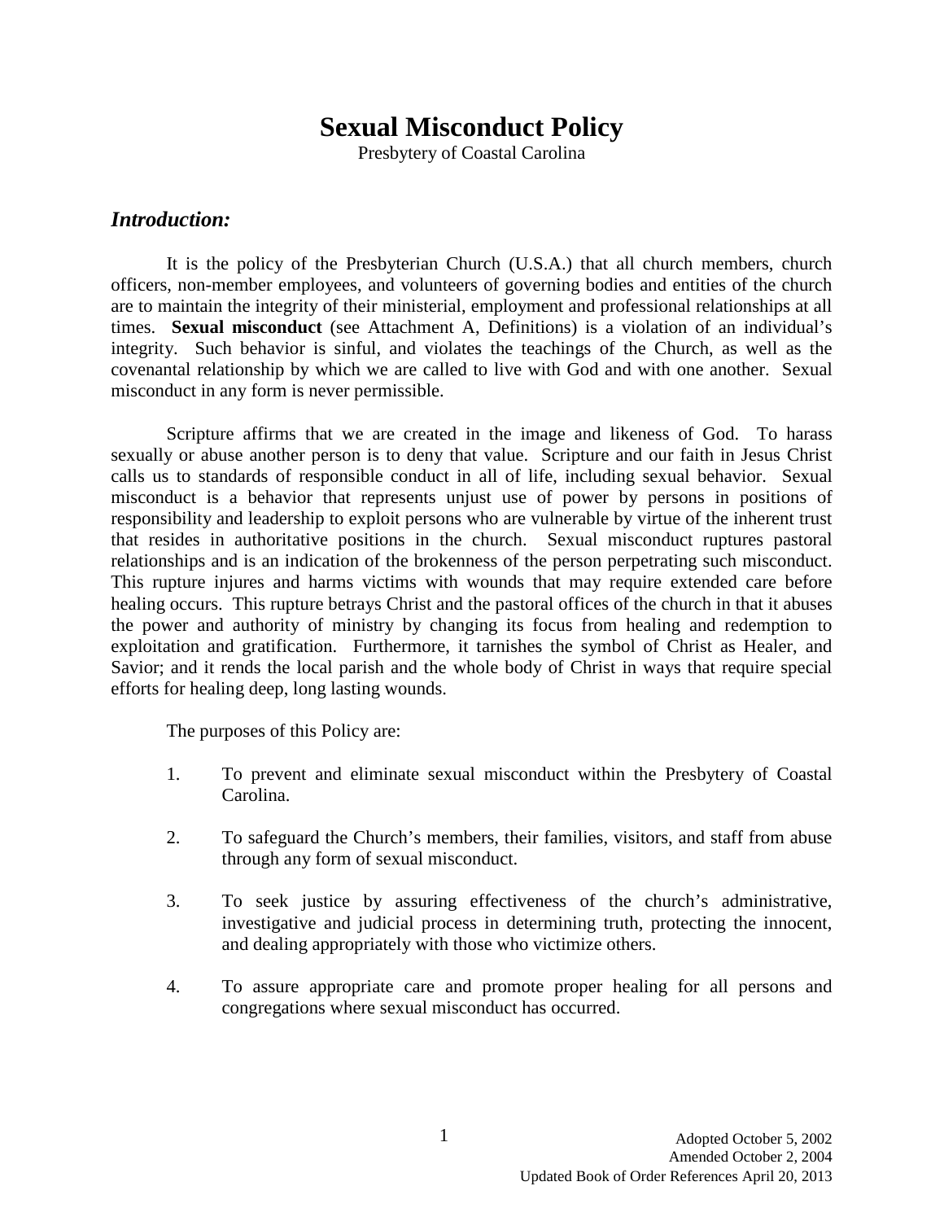# Sexual Misconduct Policy

Presbytery of Coastal Carolina

## *Introduction:*

It is the policy of the Presbyterian Church (U.S.A.) that all church members, church officers, non-member employees, and volunteers of governing bodies and entities of the church are to maintain the integrity of their ministerial, employment and professional relationships at all times. **Sexual misconduct** (see Attachment A, Definitions) is a violation of an individual's integrity. Such behavior is sinful, and violates the teachings of the Church, as well as the covenantal relationship by which we are called to live with God and with one another. Sexual misconduct in any form is never permissible.

Scripture affirms that we are created in the image and likeness of God. To harass sexually or abuse another person is to deny that value. Scripture and our faith in Jesus Christ calls us to standards of responsible conduct in all of life, including sexual behavior. Sexual misconduct is a behavior that represents unjust use of power by persons in positions of responsibility and leadership to exploit persons who are vulnerable by virtue of the inherent trust that resides in authoritative positions in the church. Sexual misconduct ruptures pastoral relationships and is an indication of the brokenness of the person perpetrating such misconduct. This rupture injures and harms victims with wounds that may require extended care before healing occurs. This rupture betrays Christ and the pastoral offices of the church in that it abuses the power and authority of ministry by changing its focus from healing and redemption to exploitation and gratification. Furthermore, it tarnishes the symbol of Christ as Healer, and Savior; and it rends the local parish and the whole body of Christ in ways that require special efforts for healing deep, long lasting wounds.

The purposes of this Policy are:

1. To prevent and eliminate sexual misconduct within the Presbytery of Coastal Carolina.

2. To safeguard the Church's members, their families, visitors, and staff from abuse through any form of sexual misconduct.

3. To seek justice by assuring effectiveness of the church's administrative, investigative and judicial process in determining truth, protecting the innocent, and dealing appropriately with those who victimize others.

4. To assure appropriate care and promote proper healing for all persons and congregations where sexual misconduct has occurred.

Adopted October 5, 2002
Amended October 2, 2004
Updated Book of Order References April 20, 2013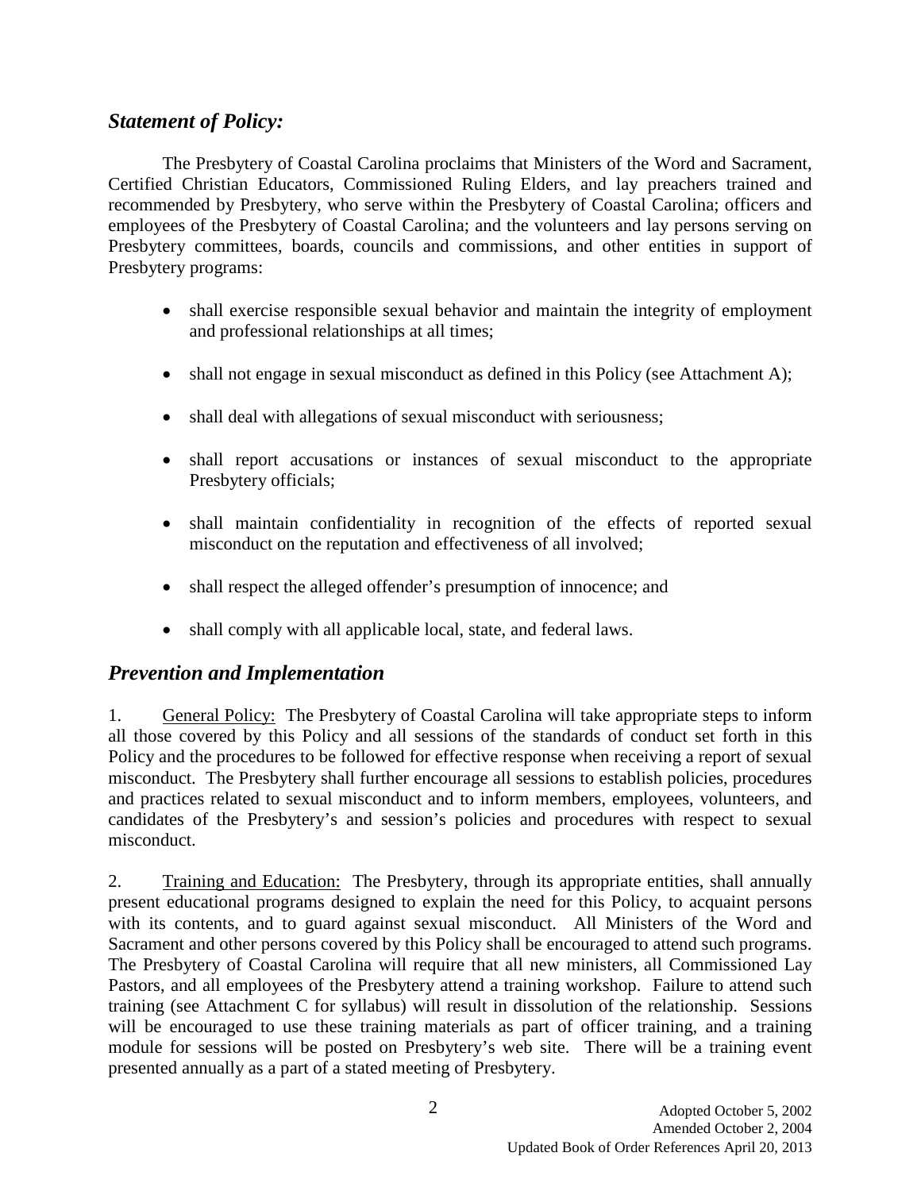## *Statement of Policy:*

The Presbytery of Coastal Carolina proclaims that Ministers of the Word and Sacrament, Certified Christian Educators, Commissioned Ruling Elders, and lay preachers trained and recommended by Presbytery, who serve within the Presbytery of Coastal Carolina; officers and employees of the Presbytery of Coastal Carolina; and the volunteers and lay persons serving on Presbytery committees, boards, councils and commissions, and other entities in support of Presbytery programs:

- shall exercise responsible sexual behavior and maintain the integrity of employment and professional relationships at all times;
- shall not engage in sexual misconduct as defined in this Policy (see Attachment A);
- shall deal with allegations of sexual misconduct with seriousness;
- shall report accusations or instances of sexual misconduct to the appropriate Presbytery officials;
- shall maintain confidentiality in recognition of the effects of reported sexual misconduct on the reputation and effectiveness of all involved;
- shall respect the alleged offender's presumption of innocence; and
- shall comply with all applicable local, state, and federal laws.

## *Prevention and Implementation*

1. General Policy: The Presbytery of Coastal Carolina will take appropriate steps to inform all those covered by this Policy and all sessions of the standards of conduct set forth in this Policy and the procedures to be followed for effective response when receiving a report of sexual misconduct. The Presbytery shall further encourage all sessions to establish policies, procedures and practices related to sexual misconduct and to inform members, employees, volunteers, and candidates of the Presbytery's and session's policies and procedures with respect to sexual misconduct.

2. Training and Education: The Presbytery, through its appropriate entities, shall annually present educational programs designed to explain the need for this Policy, to acquaint persons with its contents, and to guard against sexual misconduct. All Ministers of the Word and Sacrament and other persons covered by this Policy shall be encouraged to attend such programs. The Presbytery of Coastal Carolina will require that all new ministers, all Commissioned Lay Pastors, and all employees of the Presbytery attend a training workshop. Failure to attend such training (see Attachment C for syllabus) will result in dissolution of the relationship. Sessions will be encouraged to use these training materials as part of officer training, and a training module for sessions will be posted on Presbytery's web site. There will be a training event presented annually as a part of a stated meeting of Presbytery.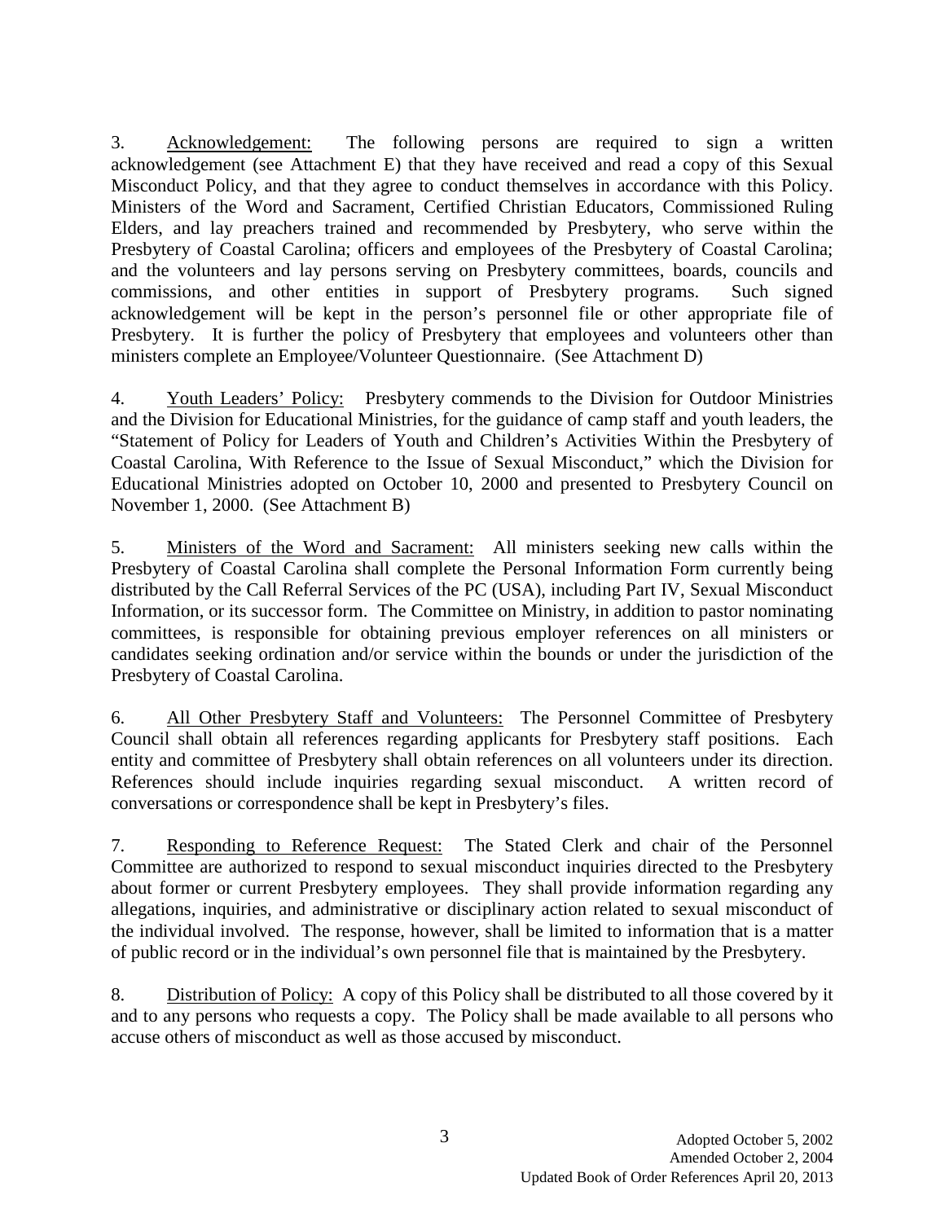3. Acknowledgement: The following persons are required to sign a written acknowledgement (see Attachment E) that they have received and read a copy of this Sexual Misconduct Policy, and that they agree to conduct themselves in accordance with this Policy. Ministers of the Word and Sacrament, Certified Christian Educators, Commissioned Ruling Elders, and lay preachers trained and recommended by Presbytery, who serve within the Presbytery of Coastal Carolina; officers and employees of the Presbytery of Coastal Carolina; and the volunteers and lay persons serving on Presbytery committees, boards, councils and commissions, and other entities in support of Presbytery programs. Such signed acknowledgement will be kept in the person's personnel file or other appropriate file of Presbytery. It is further the policy of Presbytery that employees and volunteers other than ministers complete an Employee/Volunteer Questionnaire. (See Attachment D)

4. Youth Leaders' Policy: Presbytery commends to the Division for Outdoor Ministries and the Division for Educational Ministries, for the guidance of camp staff and youth leaders, the "Statement of Policy for Leaders of Youth and Children's Activities Within the Presbytery of Coastal Carolina, With Reference to the Issue of Sexual Misconduct," which the Division for Educational Ministries adopted on October 10, 2000 and presented to Presbytery Council on November 1, 2000. (See Attachment B)

5. Ministers of the Word and Sacrament: All ministers seeking new calls within the Presbytery of Coastal Carolina shall complete the Personal Information Form currently being distributed by the Call Referral Services of the PC (USA), including Part IV, Sexual Misconduct Information, or its successor form. The Committee on Ministry, in addition to pastor nominating committees, is responsible for obtaining previous employer references on all ministers or candidates seeking ordination and/or service within the bounds or under the jurisdiction of the Presbytery of Coastal Carolina.

6. All Other Presbytery Staff and Volunteers: The Personnel Committee of Presbytery Council shall obtain all references regarding applicants for Presbytery staff positions. Each entity and committee of Presbytery shall obtain references on all volunteers under its direction. References should include inquiries regarding sexual misconduct. A written record of conversations or correspondence shall be kept in Presbytery's files.

7. Responding to Reference Request: The Stated Clerk and chair of the Personnel Committee are authorized to respond to sexual misconduct inquiries directed to the Presbytery about former or current Presbytery employees. They shall provide information regarding any allegations, inquiries, and administrative or disciplinary action related to sexual misconduct of the individual involved. The response, however, shall be limited to information that is a matter of public record or in the individual's own personnel file that is maintained by the Presbytery.

8. Distribution of Policy: A copy of this Policy shall be distributed to all those covered by it and to any persons who requests a copy. The Policy shall be made available to all persons who accuse others of misconduct as well as those accused by misconduct.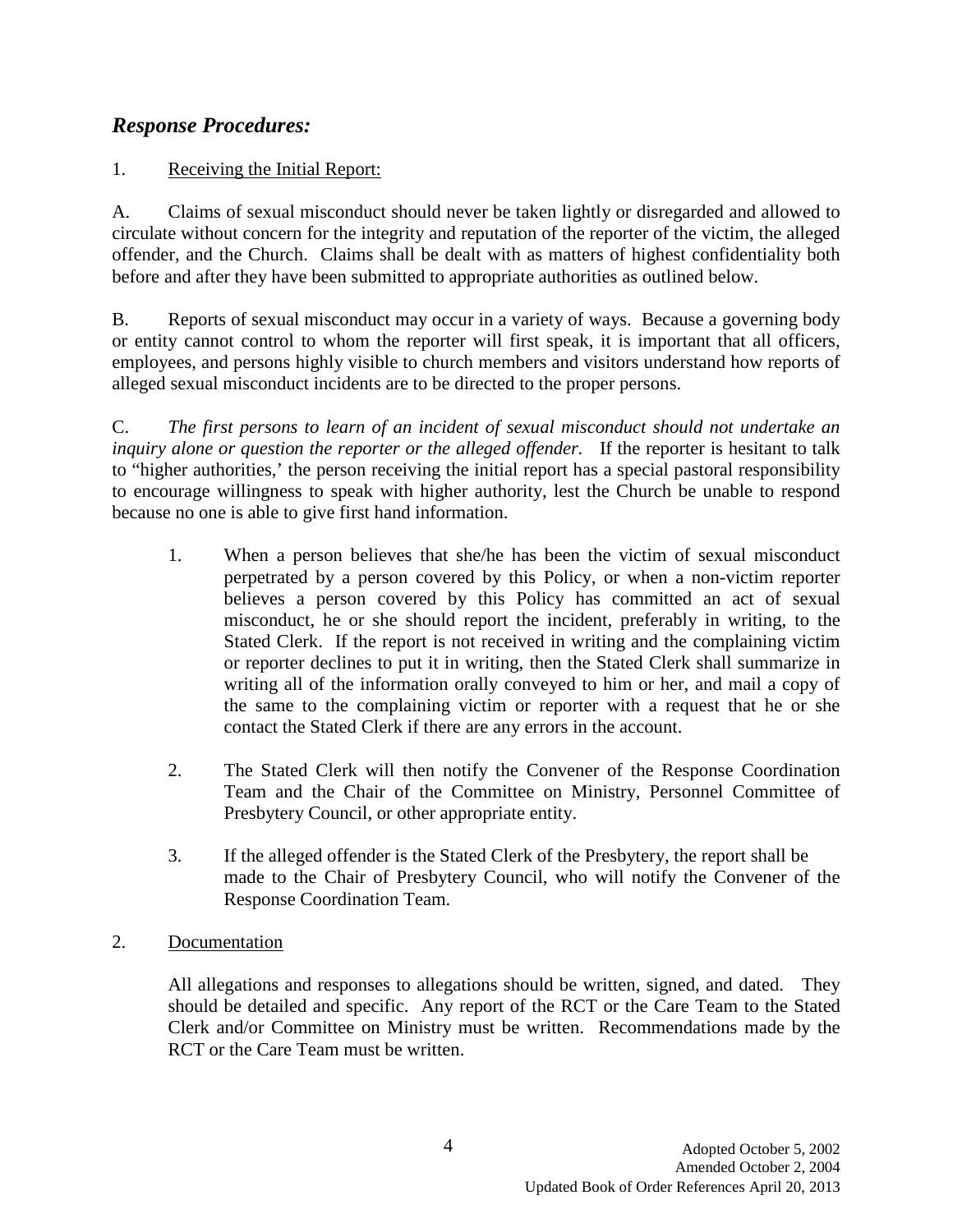## *Response Procedures:*

1. Receiving the Initial Report:

A. Claims of sexual misconduct should never be taken lightly or disregarded and allowed to circulate without concern for the integrity and reputation of the reporter of the victim, the alleged offender, and the Church. Claims shall be dealt with as matters of highest confidentiality both before and after they have been submitted to appropriate authorities as outlined below.

B. Reports of sexual misconduct may occur in a variety of ways. Because a governing body or entity cannot control to whom the reporter will first speak, it is important that all officers, employees, and persons highly visible to church members and visitors understand how reports of alleged sexual misconduct incidents are to be directed to the proper persons.

C. *The first persons to learn of an incident of sexual misconduct should not undertake an inquiry alone or question the reporter or the alleged offender.* If the reporter is hesitant to talk to "higher authorities,' the person receiving the initial report has a special pastoral responsibility to encourage willingness to speak with higher authority, lest the Church be unable to respond because no one is able to give first hand information.

1. When a person believes that she/he has been the victim of sexual misconduct perpetrated by a person covered by this Policy, or when a non-victim reporter believes a person covered by this Policy has committed an act of sexual misconduct, he or she should report the incident, preferably in writing, to the Stated Clerk. If the report is not received in writing and the complaining victim or reporter declines to put it in writing, then the Stated Clerk shall summarize in writing all of the information orally conveyed to him or her, and mail a copy of the same to the complaining victim or reporter with a request that he or she contact the Stated Clerk if there are any errors in the account.

2. The Stated Clerk will then notify the Convener of the Response Coordination Team and the Chair of the Committee on Ministry, Personnel Committee of Presbytery Council, or other appropriate entity.

3. If the alleged offender is the Stated Clerk of the Presbytery, the report shall be made to the Chair of Presbytery Council, who will notify the Convener of the Response Coordination Team.

2. Documentation

All allegations and responses to allegations should be written, signed, and dated. They should be detailed and specific. Any report of the RCT or the Care Team to the Stated Clerk and/or Committee on Ministry must be written. Recommendations made by the RCT or the Care Team must be written.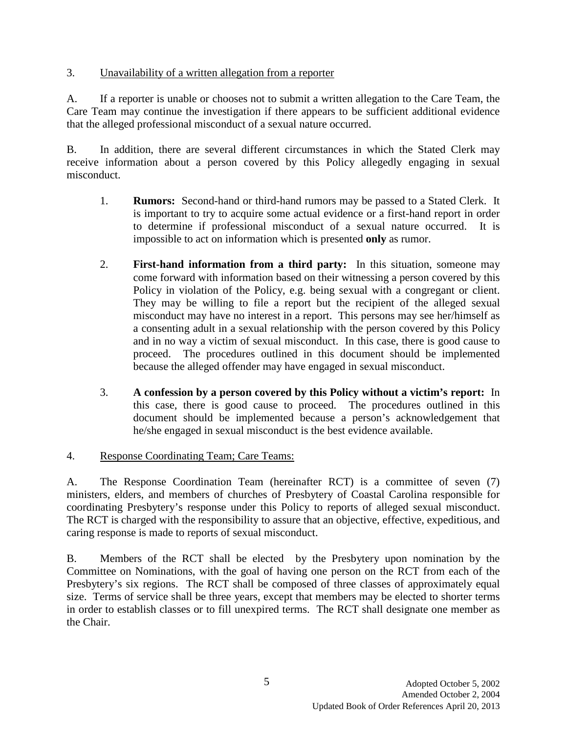3. Unavailability of a written allegation from a reporter

A. If a reporter is unable or chooses not to submit a written allegation to the Care Team, the Care Team may continue the investigation if there appears to be sufficient additional evidence that the alleged professional misconduct of a sexual nature occurred.

B. In addition, there are several different circumstances in which the Stated Clerk may receive information about a person covered by this Policy allegedly engaging in sexual misconduct.

1. **Rumors:** Second-hand or third-hand rumors may be passed to a Stated Clerk. It is important to try to acquire some actual evidence or a first-hand report in order to determine if professional misconduct of a sexual nature occurred. It is impossible to act on information which is presented **only** as rumor.

2. **First-hand information from a third party:** In this situation, someone may come forward with information based on their witnessing a person covered by this Policy in violation of the Policy, e.g. being sexual with a congregant or client. They may be willing to file a report but the recipient of the alleged sexual misconduct may have no interest in a report. This persons may see her/himself as a consenting adult in a sexual relationship with the person covered by this Policy and in no way a victim of sexual misconduct. In this case, there is good cause to proceed. The procedures outlined in this document should be implemented because the alleged offender may have engaged in sexual misconduct.

3. **A confession by a person covered by this Policy without a victim's report:** In this case, there is good cause to proceed. The procedures outlined in this document should be implemented because a person's acknowledgement that he/she engaged in sexual misconduct is the best evidence available.

4. Response Coordinating Team; Care Teams:

A. The Response Coordination Team (hereinafter RCT) is a committee of seven (7) ministers, elders, and members of churches of Presbytery of Coastal Carolina responsible for coordinating Presbytery's response under this Policy to reports of alleged sexual misconduct. The RCT is charged with the responsibility to assure that an objective, effective, expeditious, and caring response is made to reports of sexual misconduct.

B. Members of the RCT shall be elected by the Presbytery upon nomination by the Committee on Nominations, with the goal of having one person on the RCT from each of the Presbytery's six regions. The RCT shall be composed of three classes of approximately equal size. Terms of service shall be three years, except that members may be elected to shorter terms in order to establish classes or to fill unexpired terms. The RCT shall designate one member as the Chair.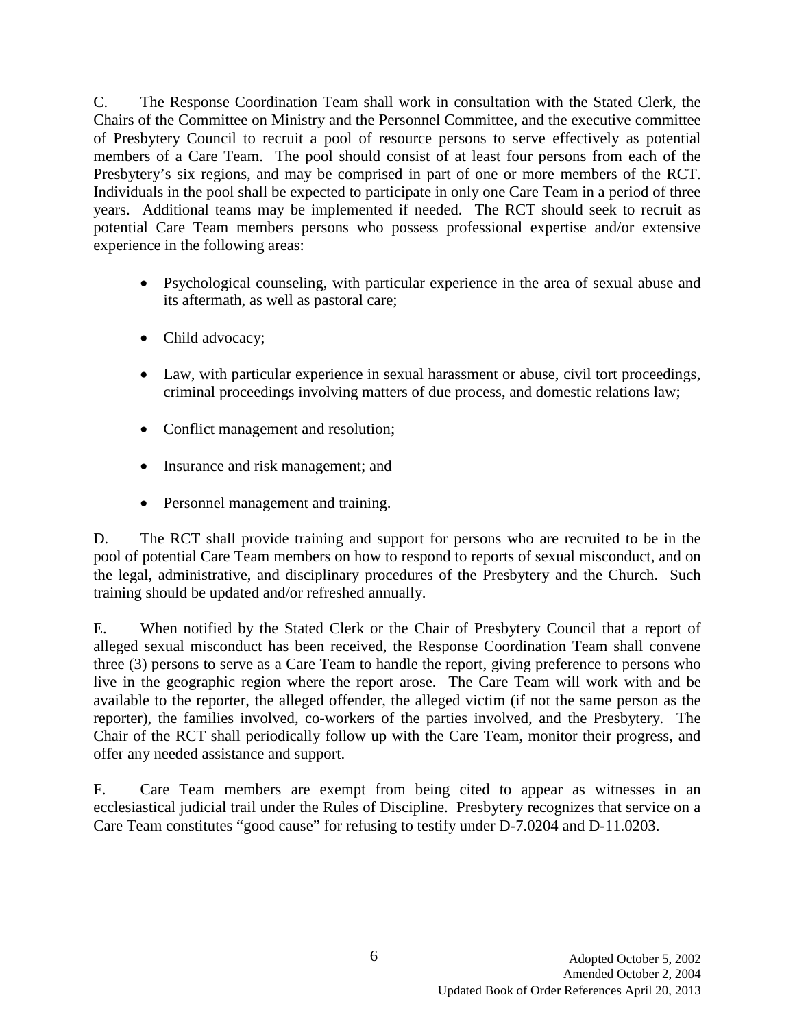C. The Response Coordination Team shall work in consultation with the Stated Clerk, the Chairs of the Committee on Ministry and the Personnel Committee, and the executive committee of Presbytery Council to recruit a pool of resource persons to serve effectively as potential members of a Care Team. The pool should consist of at least four persons from each of the Presbytery's six regions, and may be comprised in part of one or more members of the RCT. Individuals in the pool shall be expected to participate in only one Care Team in a period of three years. Additional teams may be implemented if needed. The RCT should seek to recruit as potential Care Team members persons who possess professional expertise and/or extensive experience in the following areas:

- Psychological counseling, with particular experience in the area of sexual abuse and its aftermath, as well as pastoral care;
- Child advocacy;
- Law, with particular experience in sexual harassment or abuse, civil tort proceedings, criminal proceedings involving matters of due process, and domestic relations law;
- Conflict management and resolution;
- Insurance and risk management; and
- Personnel management and training.

D. The RCT shall provide training and support for persons who are recruited to be in the pool of potential Care Team members on how to respond to reports of sexual misconduct, and on the legal, administrative, and disciplinary procedures of the Presbytery and the Church. Such training should be updated and/or refreshed annually.

E. When notified by the Stated Clerk or the Chair of Presbytery Council that a report of alleged sexual misconduct has been received, the Response Coordination Team shall convene three (3) persons to serve as a Care Team to handle the report, giving preference to persons who live in the geographic region where the report arose. The Care Team will work with and be available to the reporter, the alleged offender, the alleged victim (if not the same person as the reporter), the families involved, co-workers of the parties involved, and the Presbytery. The Chair of the RCT shall periodically follow up with the Care Team, monitor their progress, and offer any needed assistance and support.

F. Care Team members are exempt from being cited to appear as witnesses in an ecclesiastical judicial trail under the Rules of Discipline. Presbytery recognizes that service on a Care Team constitutes "good cause" for refusing to testify under D-7.0204 and D-11.0203.

Adopted October 5, 2002
Amended October 2, 2004
Updated Book of Order References April 20, 2013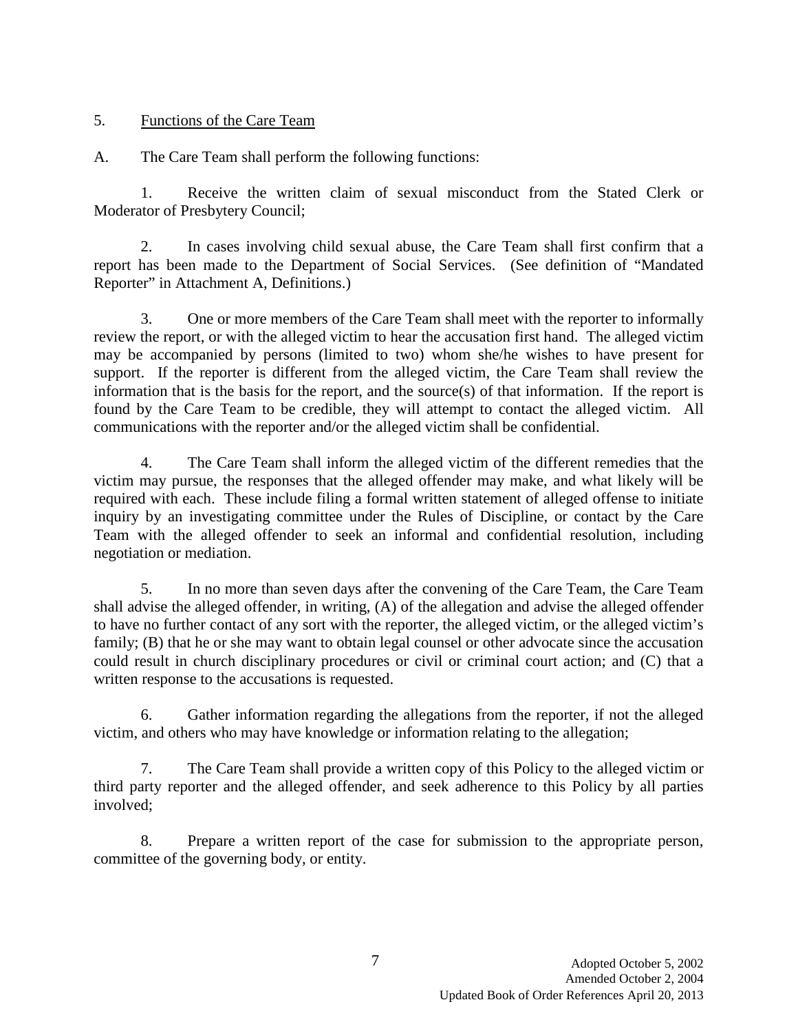5. <u>Functions of the Care Team</u>

A. The Care Team shall perform the following functions:

1. Receive the written claim of sexual misconduct from the Stated Clerk or Moderator of Presbytery Council;

2. In cases involving child sexual abuse, the Care Team shall first confirm that a report has been made to the Department of Social Services. (See definition of "Mandated Reporter" in Attachment A, Definitions.)

3. One or more members of the Care Team shall meet with the reporter to informally review the report, or with the alleged victim to hear the accusation first hand. The alleged victim may be accompanied by persons (limited to two) whom she/he wishes to have present for support. If the reporter is different from the alleged victim, the Care Team shall review the information that is the basis for the report, and the source(s) of that information. If the report is found by the Care Team to be credible, they will attempt to contact the alleged victim. All communications with the reporter and/or the alleged victim shall be confidential.

4. The Care Team shall inform the alleged victim of the different remedies that the victim may pursue, the responses that the alleged offender may make, and what likely will be required with each. These include filing a formal written statement of alleged offense to initiate inquiry by an investigating committee under the Rules of Discipline, or contact by the Care Team with the alleged offender to seek an informal and confidential resolution, including negotiation or mediation.

5. In no more than seven days after the convening of the Care Team, the Care Team shall advise the alleged offender, in writing, (A) of the allegation and advise the alleged offender to have no further contact of any sort with the reporter, the alleged victim, or the alleged victim's family; (B) that he or she may want to obtain legal counsel or other advocate since the accusation could result in church disciplinary procedures or civil or criminal court action; and (C) that a written response to the accusations is requested.

6. Gather information regarding the allegations from the reporter, if not the alleged victim, and others who may have knowledge or information relating to the allegation;

7. The Care Team shall provide a written copy of this Policy to the alleged victim or third party reporter and the alleged offender, and seek adherence to this Policy by all parties involved;

8. Prepare a written report of the case for submission to the appropriate person, committee of the governing body, or entity.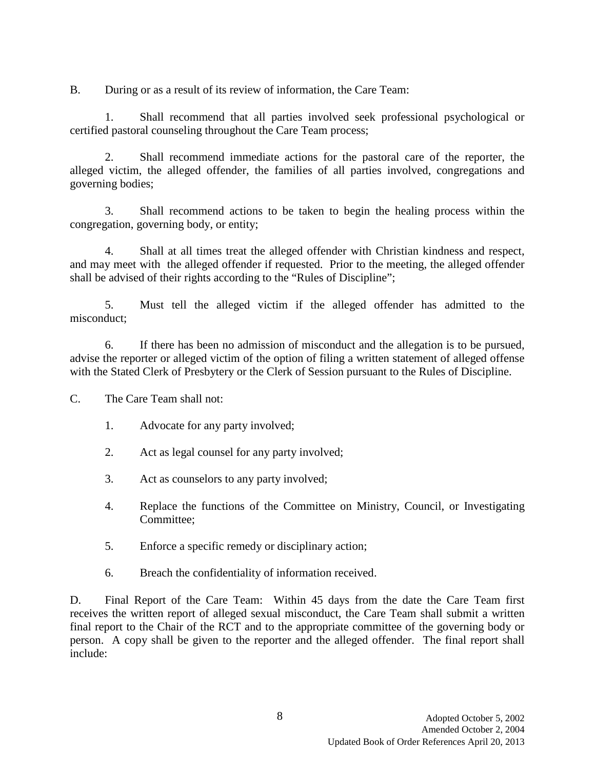B. During or as a result of its review of information, the Care Team:

1. Shall recommend that all parties involved seek professional psychological or certified pastoral counseling throughout the Care Team process;

2. Shall recommend immediate actions for the pastoral care of the reporter, the alleged victim, the alleged offender, the families of all parties involved, congregations and governing bodies;

3. Shall recommend actions to be taken to begin the healing process within the congregation, governing body, or entity;

4. Shall at all times treat the alleged offender with Christian kindness and respect, and may meet with the alleged offender if requested. Prior to the meeting, the alleged offender shall be advised of their rights according to the "Rules of Discipline";

5. Must tell the alleged victim if the alleged offender has admitted to the misconduct;

6. If there has been no admission of misconduct and the allegation is to be pursued, advise the reporter or alleged victim of the option of filing a written statement of alleged offense with the Stated Clerk of Presbytery or the Clerk of Session pursuant to the Rules of Discipline.

C. The Care Team shall not:

1. Advocate for any party involved;

2. Act as legal counsel for any party involved;

3. Act as counselors to any party involved;

4. Replace the functions of the Committee on Ministry, Council, or Investigating Committee;

5. Enforce a specific remedy or disciplinary action;

6. Breach the confidentiality of information received.

D. Final Report of the Care Team: Within 45 days from the date the Care Team first receives the written report of alleged sexual misconduct, the Care Team shall submit a written final report to the Chair of the RCT and to the appropriate committee of the governing body or person. A copy shall be given to the reporter and the alleged offender. The final report shall include: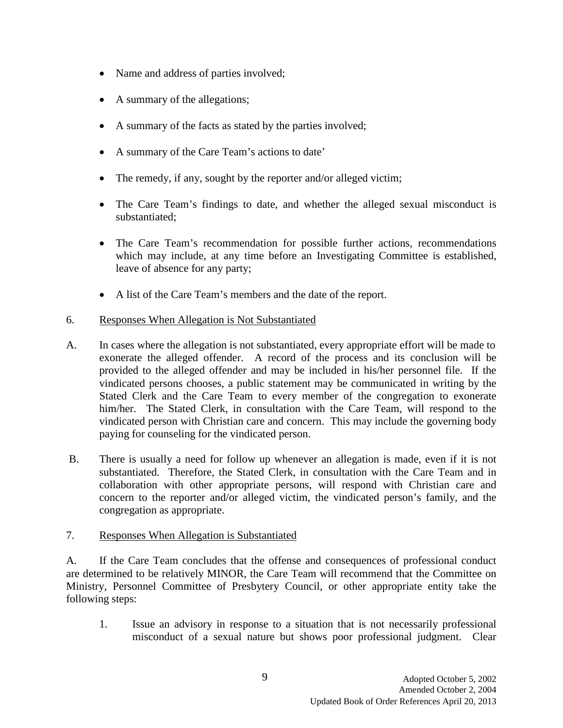- Name and address of parties involved;
- A summary of the allegations;
- A summary of the facts as stated by the parties involved;
- A summary of the Care Team's actions to date'
- The remedy, if any, sought by the reporter and/or alleged victim;
- The Care Team's findings to date, and whether the alleged sexual misconduct is substantiated;
- The Care Team's recommendation for possible further actions, recommendations which may include, at any time before an Investigating Committee is established, leave of absence for any party;
- A list of the Care Team's members and the date of the report.

6. Responses When Allegation is Not Substantiated

A. In cases where the allegation is not substantiated, every appropriate effort will be made to exonerate the alleged offender. A record of the process and its conclusion will be provided to the alleged offender and may be included in his/her personnel file. If the vindicated persons chooses, a public statement may be communicated in writing by the Stated Clerk and the Care Team to every member of the congregation to exonerate him/her. The Stated Clerk, in consultation with the Care Team, will respond to the vindicated person with Christian care and concern. This may include the governing body paying for counseling for the vindicated person.

B. There is usually a need for follow up whenever an allegation is made, even if it is not substantiated. Therefore, the Stated Clerk, in consultation with the Care Team and in collaboration with other appropriate persons, will respond with Christian care and concern to the reporter and/or alleged victim, the vindicated person's family, and the congregation as appropriate.

7. Responses When Allegation is Substantiated

A. If the Care Team concludes that the offense and consequences of professional conduct are determined to be relatively MINOR, the Care Team will recommend that the Committee on Ministry, Personnel Committee of Presbytery Council, or other appropriate entity take the following steps:

1. Issue an advisory in response to a situation that is not necessarily professional misconduct of a sexual nature but shows poor professional judgment. Clear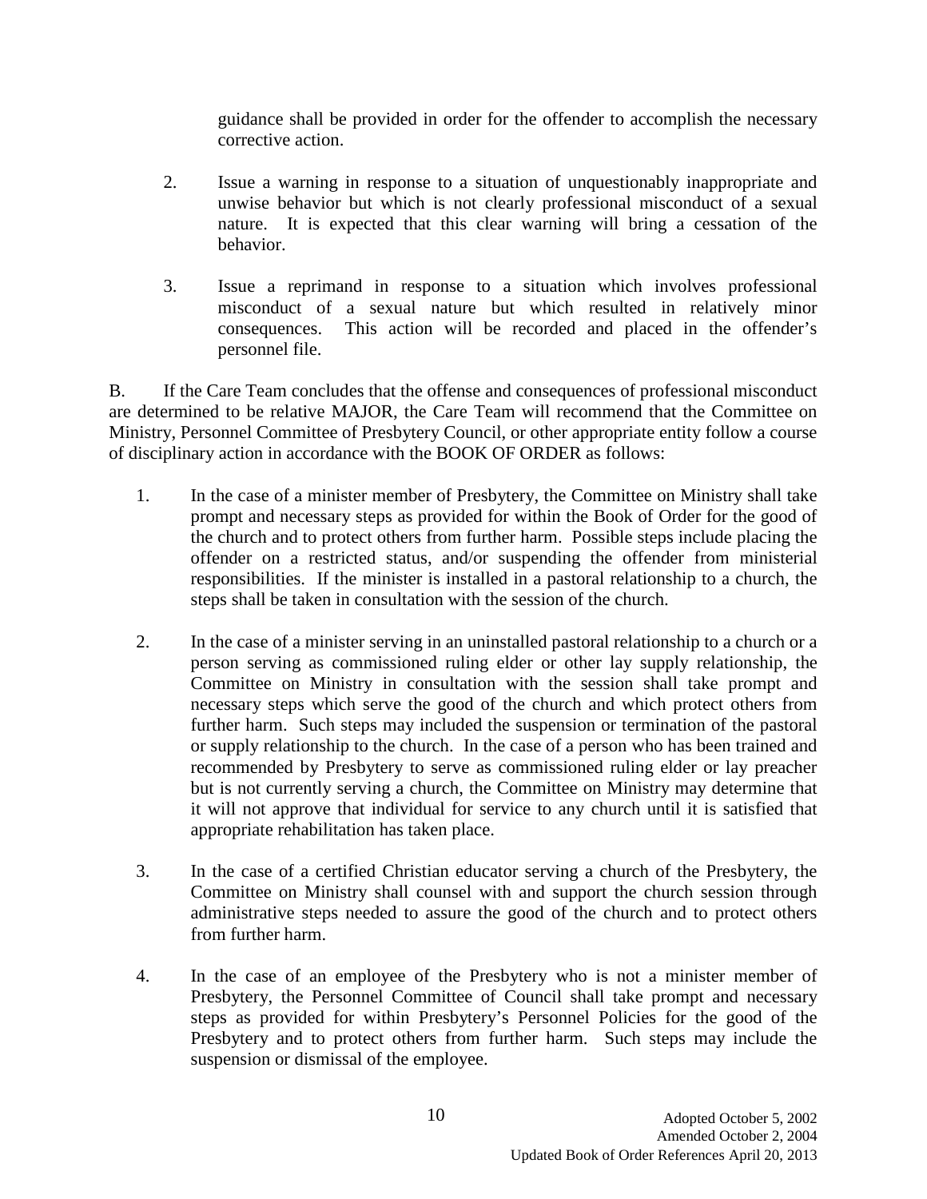guidance shall be provided in order for the offender to accomplish the necessary corrective action.

2. Issue a warning in response to a situation of unquestionably inappropriate and unwise behavior but which is not clearly professional misconduct of a sexual nature. It is expected that this clear warning will bring a cessation of the behavior.

3. Issue a reprimand in response to a situation which involves professional misconduct of a sexual nature but which resulted in relatively minor consequences. This action will be recorded and placed in the offender's personnel file.

B. If the Care Team concludes that the offense and consequences of professional misconduct are determined to be relative MAJOR, the Care Team will recommend that the Committee on Ministry, Personnel Committee of Presbytery Council, or other appropriate entity follow a course of disciplinary action in accordance with the BOOK OF ORDER as follows:

1. In the case of a minister member of Presbytery, the Committee on Ministry shall take prompt and necessary steps as provided for within the Book of Order for the good of the church and to protect others from further harm. Possible steps include placing the offender on a restricted status, and/or suspending the offender from ministerial responsibilities. If the minister is installed in a pastoral relationship to a church, the steps shall be taken in consultation with the session of the church.

2. In the case of a minister serving in an uninstalled pastoral relationship to a church or a person serving as commissioned ruling elder or other lay supply relationship, the Committee on Ministry in consultation with the session shall take prompt and necessary steps which serve the good of the church and which protect others from further harm. Such steps may included the suspension or termination of the pastoral or supply relationship to the church. In the case of a person who has been trained and recommended by Presbytery to serve as commissioned ruling elder or lay preacher but is not currently serving a church, the Committee on Ministry may determine that it will not approve that individual for service to any church until it is satisfied that appropriate rehabilitation has taken place.

3. In the case of a certified Christian educator serving a church of the Presbytery, the Committee on Ministry shall counsel with and support the church session through administrative steps needed to assure the good of the church and to protect others from further harm.

4. In the case of an employee of the Presbytery who is not a minister member of Presbytery, the Personnel Committee of Council shall take prompt and necessary steps as provided for within Presbytery's Personnel Policies for the good of the Presbytery and to protect others from further harm. Such steps may include the suspension or dismissal of the employee.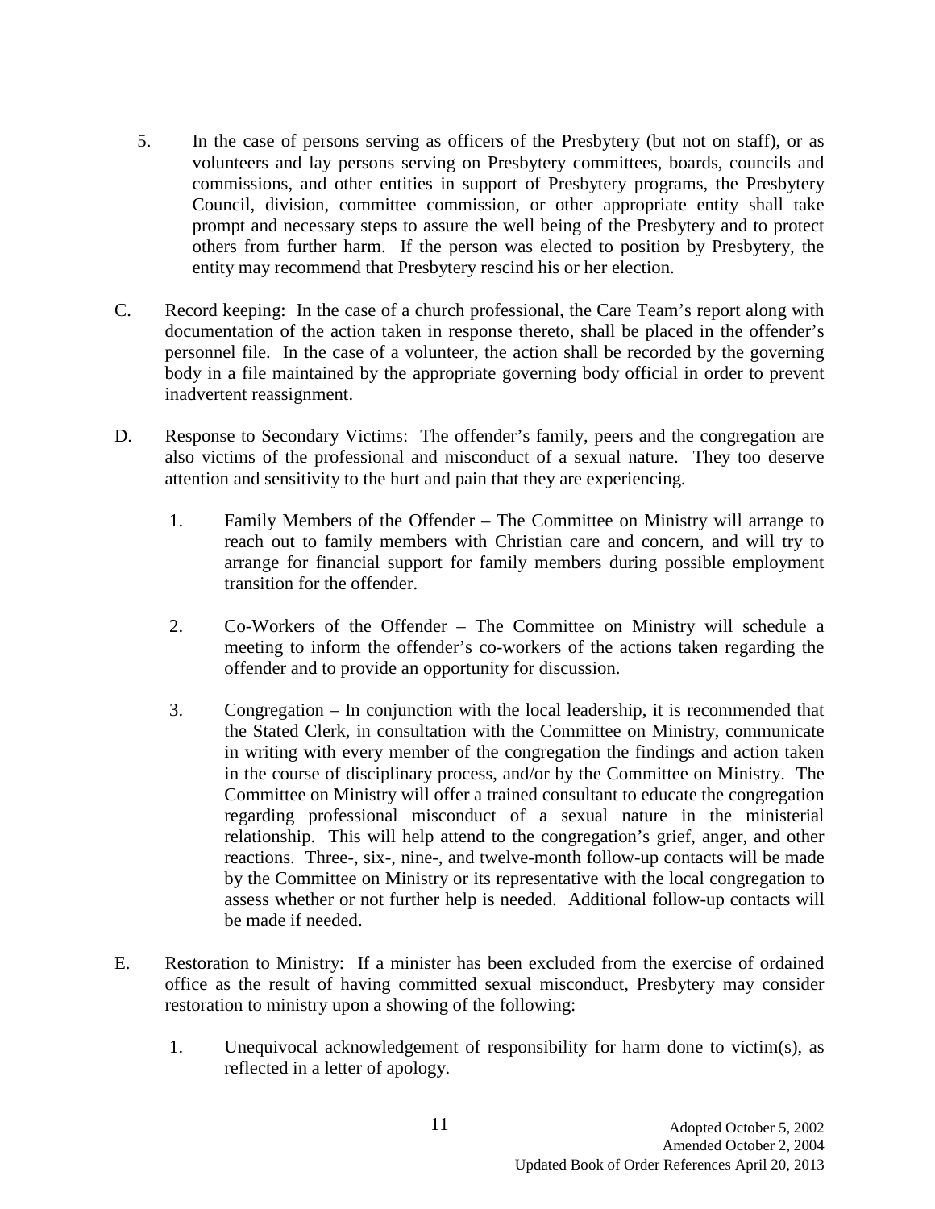5. In the case of persons serving as officers of the Presbytery (but not on staff), or as volunteers and lay persons serving on Presbytery committees, boards, councils and commissions, and other entities in support of Presbytery programs, the Presbytery Council, division, committee commission, or other appropriate entity shall take prompt and necessary steps to assure the well being of the Presbytery and to protect others from further harm. If the person was elected to position by Presbytery, the entity may recommend that Presbytery rescind his or her election.

C. Record keeping: In the case of a church professional, the Care Team's report along with documentation of the action taken in response thereto, shall be placed in the offender's personnel file. In the case of a volunteer, the action shall be recorded by the governing body in a file maintained by the appropriate governing body official in order to prevent inadvertent reassignment.

D. Response to Secondary Victims: The offender's family, peers and the congregation are also victims of the professional and misconduct of a sexual nature. They too deserve attention and sensitivity to the hurt and pain that they are experiencing.

   1. Family Members of the Offender – The Committee on Ministry will arrange to reach out to family members with Christian care and concern, and will try to arrange for financial support for family members during possible employment transition for the offender.

   2. Co-Workers of the Offender – The Committee on Ministry will schedule a meeting to inform the offender's co-workers of the actions taken regarding the offender and to provide an opportunity for discussion.

   3. Congregation – In conjunction with the local leadership, it is recommended that the Stated Clerk, in consultation with the Committee on Ministry, communicate in writing with every member of the congregation the findings and action taken in the course of disciplinary process, and/or by the Committee on Ministry. The Committee on Ministry will offer a trained consultant to educate the congregation regarding professional misconduct of a sexual nature in the ministerial relationship. This will help attend to the congregation's grief, anger, and other reactions. Three-, six-, nine-, and twelve-month follow-up contacts will be made by the Committee on Ministry or its representative with the local congregation to assess whether or not further help is needed. Additional follow-up contacts will be made if needed.

E. Restoration to Ministry: If a minister has been excluded from the exercise of ordained office as the result of having committed sexual misconduct, Presbytery may consider restoration to ministry upon a showing of the following:

   1. Unequivocal acknowledgement of responsibility for harm done to victim(s), as reflected in a letter of apology.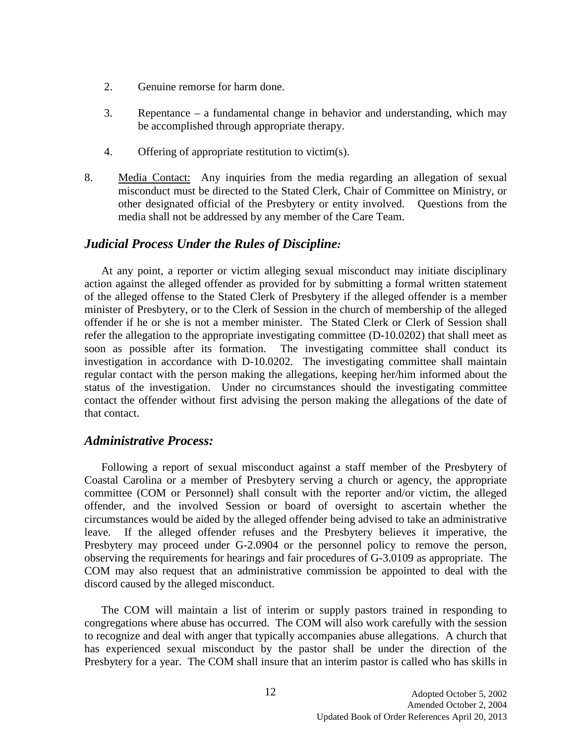2. Genuine remorse for harm done.

3. Repentance – a fundamental change in behavior and understanding, which may be accomplished through appropriate therapy.

4. Offering of appropriate restitution to victim(s).

8. Media Contact: Any inquiries from the media regarding an allegation of sexual misconduct must be directed to the Stated Clerk, Chair of Committee on Ministry, or other designated official of the Presbytery or entity involved. Questions from the media shall not be addressed by any member of the Care Team.

## *Judicial Process Under the Rules of Discipline:*

At any point, a reporter or victim alleging sexual misconduct may initiate disciplinary action against the alleged offender as provided for by submitting a formal written statement of the alleged offense to the Stated Clerk of Presbytery if the alleged offender is a member minister of Presbytery, or to the Clerk of Session in the church of membership of the alleged offender if he or she is not a member minister. The Stated Clerk or Clerk of Session shall refer the allegation to the appropriate investigating committee (D-10.0202) that shall meet as soon as possible after its formation. The investigating committee shall conduct its investigation in accordance with D-10.0202. The investigating committee shall maintain regular contact with the person making the allegations, keeping her/him informed about the status of the investigation. Under no circumstances should the investigating committee contact the offender without first advising the person making the allegations of the date of that contact.

## *Administrative Process:*

Following a report of sexual misconduct against a staff member of the Presbytery of Coastal Carolina or a member of Presbytery serving a church or agency, the appropriate committee (COM or Personnel) shall consult with the reporter and/or victim, the alleged offender, and the involved Session or board of oversight to ascertain whether the circumstances would be aided by the alleged offender being advised to take an administrative leave. If the alleged offender refuses and the Presbytery believes it imperative, the Presbytery may proceed under G-2.0904 or the personnel policy to remove the person, observing the requirements for hearings and fair procedures of G-3.0109 as appropriate. The COM may also request that an administrative commission be appointed to deal with the discord caused by the alleged misconduct.

The COM will maintain a list of interim or supply pastors trained in responding to congregations where abuse has occurred. The COM will also work carefully with the session to recognize and deal with anger that typically accompanies abuse allegations. A church that has experienced sexual misconduct by the pastor shall be under the direction of the Presbytery for a year. The COM shall insure that an interim pastor is called who has skills in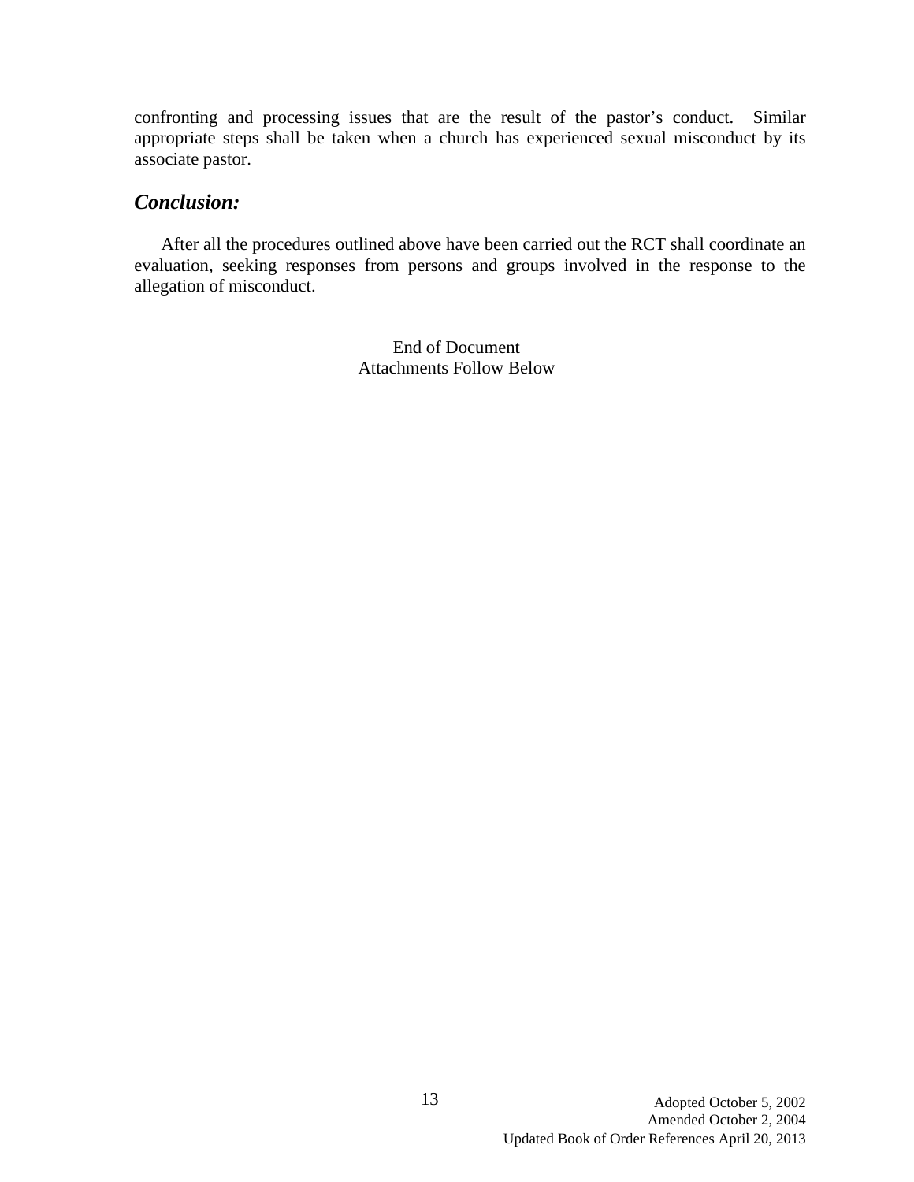confronting and processing issues that are the result of the pastor's conduct. Similar appropriate steps shall be taken when a church has experienced sexual misconduct by its associate pastor.

## *Conclusion:*

After all the procedures outlined above have been carried out the RCT shall coordinate an evaluation, seeking responses from persons and groups involved in the response to the allegation of misconduct.

End of Document
Attachments Follow Below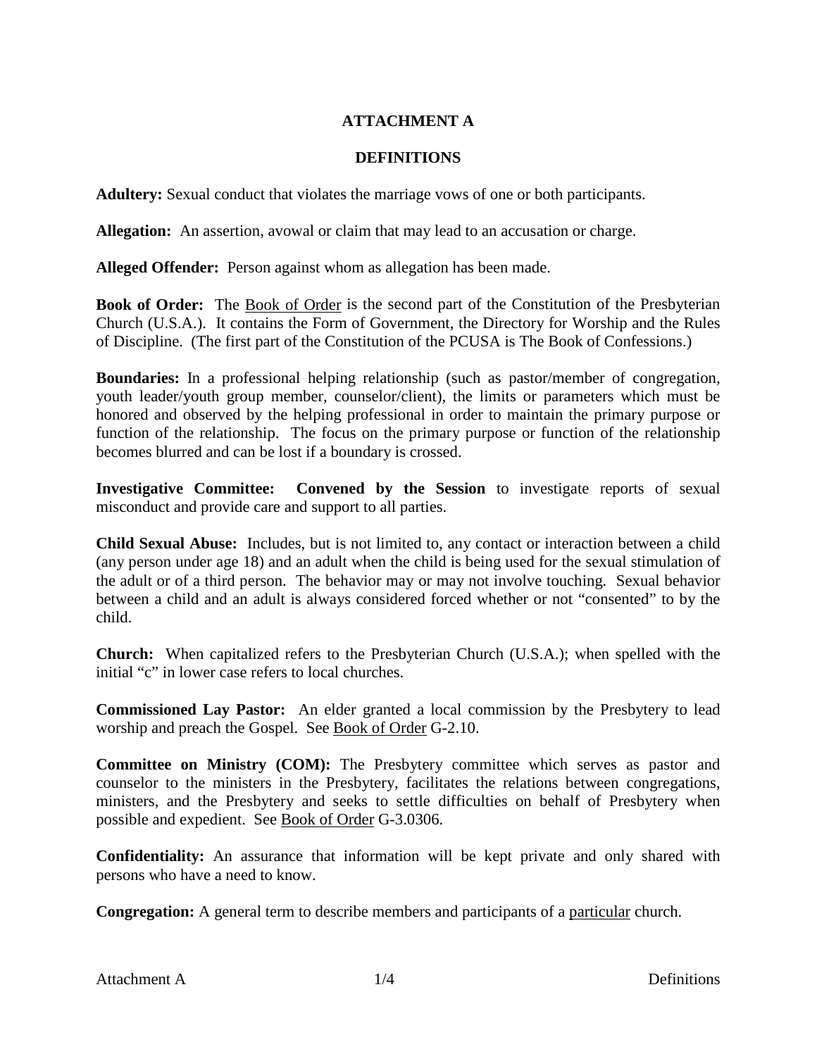# ATTACHMENT A

## DEFINITIONS

**Adultery:** Sexual conduct that violates the marriage vows of one or both participants.

**Allegation:** An assertion, avowal or claim that may lead to an accusation or charge.

**Alleged Offender:** Person against whom as allegation has been made.

**Book of Order:** The Book of Order is the second part of the Constitution of the Presbyterian Church (U.S.A.). It contains the Form of Government, the Directory for Worship and the Rules of Discipline. (The first part of the Constitution of the PCUSA is The Book of Confessions.)

**Boundaries:** In a professional helping relationship (such as pastor/member of congregation, youth leader/youth group member, counselor/client), the limits or parameters which must be honored and observed by the helping professional in order to maintain the primary purpose or function of the relationship. The focus on the primary purpose or function of the relationship becomes blurred and can be lost if a boundary is crossed.

**Investigative Committee: Convened by the Session** to investigate reports of sexual misconduct and provide care and support to all parties.

**Child Sexual Abuse:** Includes, but is not limited to, any contact or interaction between a child (any person under age 18) and an adult when the child is being used for the sexual stimulation of the adult or of a third person. The behavior may or may not involve touching. Sexual behavior between a child and an adult is always considered forced whether or not "consented" to by the child.

**Church:** When capitalized refers to the Presbyterian Church (U.S.A.); when spelled with the initial "c" in lower case refers to local churches.

**Commissioned Lay Pastor:** An elder granted a local commission by the Presbytery to lead worship and preach the Gospel. See Book of Order G-2.10.

**Committee on Ministry (COM):** The Presbytery committee which serves as pastor and counselor to the ministers in the Presbytery, facilitates the relations between congregations, ministers, and the Presbytery and seeks to settle difficulties on behalf of Presbytery when possible and expedient. See Book of Order G-3.0306.

**Confidentiality:** An assurance that information will be kept private and only shared with persons who have a need to know.

**Congregation:** A general term to describe members and participants of a particular church.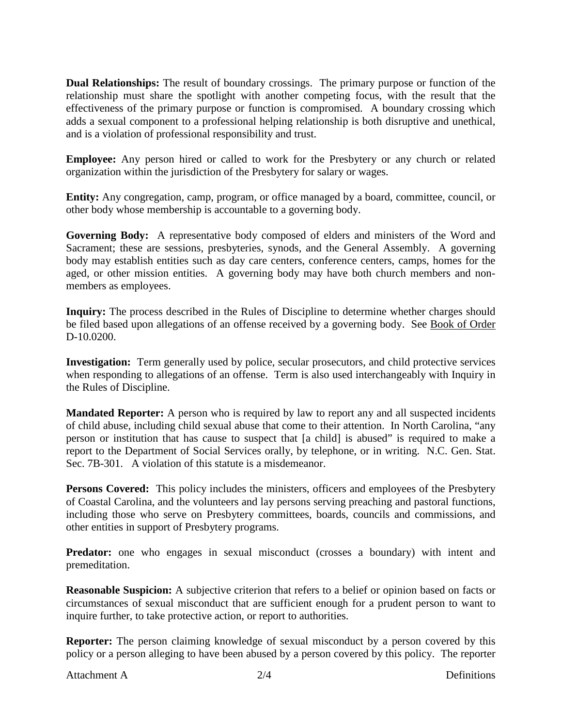**Dual Relationships:** The result of boundary crossings. The primary purpose or function of the relationship must share the spotlight with another competing focus, with the result that the effectiveness of the primary purpose or function is compromised. A boundary crossing which adds a sexual component to a professional helping relationship is both disruptive and unethical, and is a violation of professional responsibility and trust.

**Employee:** Any person hired or called to work for the Presbytery or any church or related organization within the jurisdiction of the Presbytery for salary or wages.

**Entity:** Any congregation, camp, program, or office managed by a board, committee, council, or other body whose membership is accountable to a governing body.

**Governing Body:** A representative body composed of elders and ministers of the Word and Sacrament; these are sessions, presbyteries, synods, and the General Assembly. A governing body may establish entities such as day care centers, conference centers, camps, homes for the aged, or other mission entities. A governing body may have both church members and non-members as employees.

**Inquiry:** The process described in the Rules of Discipline to determine whether charges should be filed based upon allegations of an offense received by a governing body. See Book of Order D-10.0200.

**Investigation:** Term generally used by police, secular prosecutors, and child protective services when responding to allegations of an offense. Term is also used interchangeably with Inquiry in the Rules of Discipline.

**Mandated Reporter:** A person who is required by law to report any and all suspected incidents of child abuse, including child sexual abuse that come to their attention. In North Carolina, "any person or institution that has cause to suspect that [a child] is abused" is required to make a report to the Department of Social Services orally, by telephone, or in writing. N.C. Gen. Stat. Sec. 7B-301. A violation of this statute is a misdemeanor.

**Persons Covered:** This policy includes the ministers, officers and employees of the Presbytery of Coastal Carolina, and the volunteers and lay persons serving preaching and pastoral functions, including those who serve on Presbytery committees, boards, councils and commissions, and other entities in support of Presbytery programs.

**Predator:** one who engages in sexual misconduct (crosses a boundary) with intent and premeditation.

**Reasonable Suspicion:** A subjective criterion that refers to a belief or opinion based on facts or circumstances of sexual misconduct that are sufficient enough for a prudent person to want to inquire further, to take protective action, or report to authorities.

**Reporter:** The person claiming knowledge of sexual misconduct by a person covered by this policy or a person alleging to have been abused by a person covered by this policy. The reporter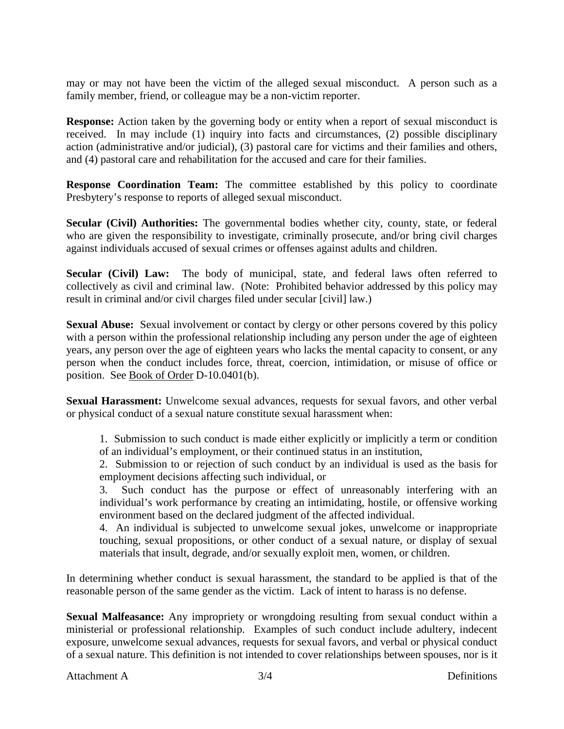may or may not have been the victim of the alleged sexual misconduct. A person such as a family member, friend, or colleague may be a non-victim reporter.

**Response:** Action taken by the governing body or entity when a report of sexual misconduct is received. In may include (1) inquiry into facts and circumstances, (2) possible disciplinary action (administrative and/or judicial), (3) pastoral care for victims and their families and others, and (4) pastoral care and rehabilitation for the accused and care for their families.

**Response Coordination Team:** The committee established by this policy to coordinate Presbytery's response to reports of alleged sexual misconduct.

**Secular (Civil) Authorities:** The governmental bodies whether city, county, state, or federal who are given the responsibility to investigate, criminally prosecute, and/or bring civil charges against individuals accused of sexual crimes or offenses against adults and children.

**Secular (Civil) Law:** The body of municipal, state, and federal laws often referred to collectively as civil and criminal law. (Note: Prohibited behavior addressed by this policy may result in criminal and/or civil charges filed under secular [civil] law.)

**Sexual Abuse:** Sexual involvement or contact by clergy or other persons covered by this policy with a person within the professional relationship including any person under the age of eighteen years, any person over the age of eighteen years who lacks the mental capacity to consent, or any person when the conduct includes force, threat, coercion, intimidation, or misuse of office or position. See Book of Order D-10.0401(b).

**Sexual Harassment:** Unwelcome sexual advances, requests for sexual favors, and other verbal or physical conduct of a sexual nature constitute sexual harassment when:

1. Submission to such conduct is made either explicitly or implicitly a term or condition of an individual's employment, or their continued status in an institution,
2. Submission to or rejection of such conduct by an individual is used as the basis for employment decisions affecting such individual, or
3. Such conduct has the purpose or effect of unreasonably interfering with an individual's work performance by creating an intimidating, hostile, or offensive working environment based on the declared judgment of the affected individual.
4. An individual is subjected to unwelcome sexual jokes, unwelcome or inappropriate touching, sexual propositions, or other conduct of a sexual nature, or display of sexual materials that insult, degrade, and/or sexually exploit men, women, or children.

In determining whether conduct is sexual harassment, the standard to be applied is that of the reasonable person of the same gender as the victim. Lack of intent to harass is no defense.

**Sexual Malfeasance:** Any impropriety or wrongdoing resulting from sexual conduct within a ministerial or professional relationship. Examples of such conduct include adultery, indecent exposure, unwelcome sexual advances, requests for sexual favors, and verbal or physical conduct of a sexual nature. This definition is not intended to cover relationships between spouses, nor is it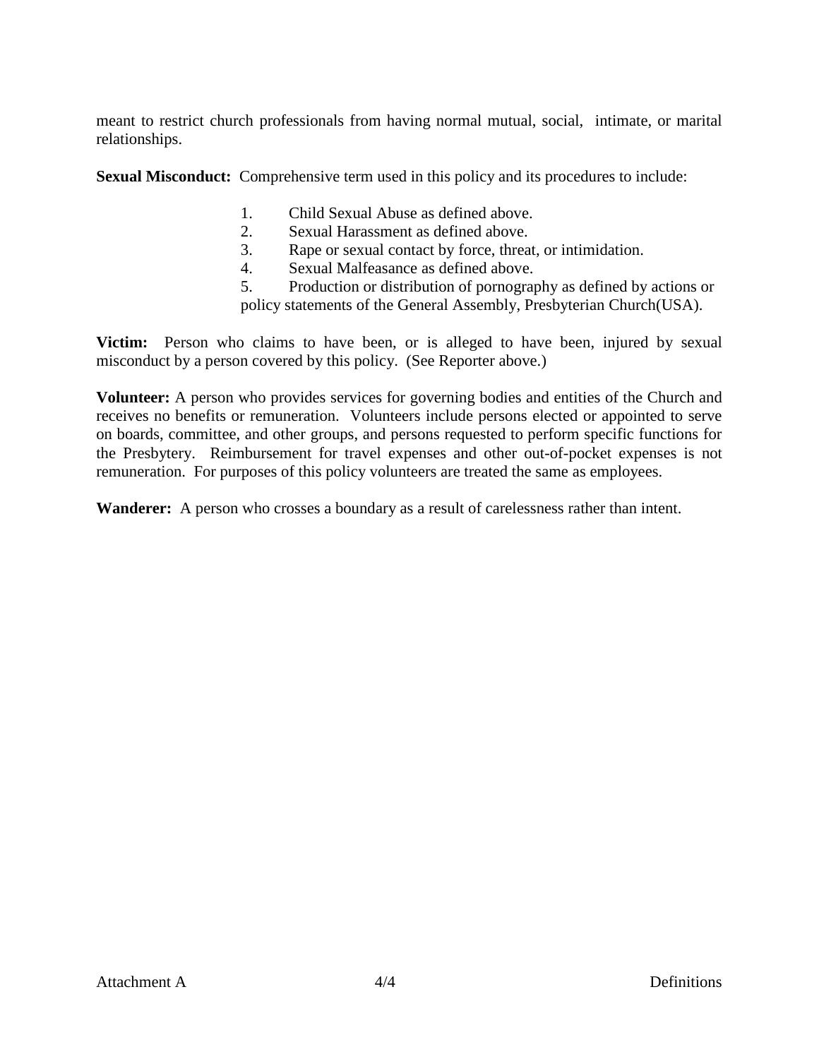meant to restrict church professionals from having normal mutual, social, intimate, or marital relationships.

**Sexual Misconduct:** Comprehensive term used in this policy and its procedures to include:

1. Child Sexual Abuse as defined above.
2. Sexual Harassment as defined above.
3. Rape or sexual contact by force, threat, or intimidation.
4. Sexual Malfeasance as defined above.
5. Production or distribution of pornography as defined by actions or policy statements of the General Assembly, Presbyterian Church(USA).

**Victim:** Person who claims to have been, or is alleged to have been, injured by sexual misconduct by a person covered by this policy. (See Reporter above.)

**Volunteer:** A person who provides services for governing bodies and entities of the Church and receives no benefits or remuneration. Volunteers include persons elected or appointed to serve on boards, committee, and other groups, and persons requested to perform specific functions for the Presbytery. Reimbursement for travel expenses and other out-of-pocket expenses is not remuneration. For purposes of this policy volunteers are treated the same as employees.

**Wanderer:** A person who crosses a boundary as a result of carelessness rather than intent.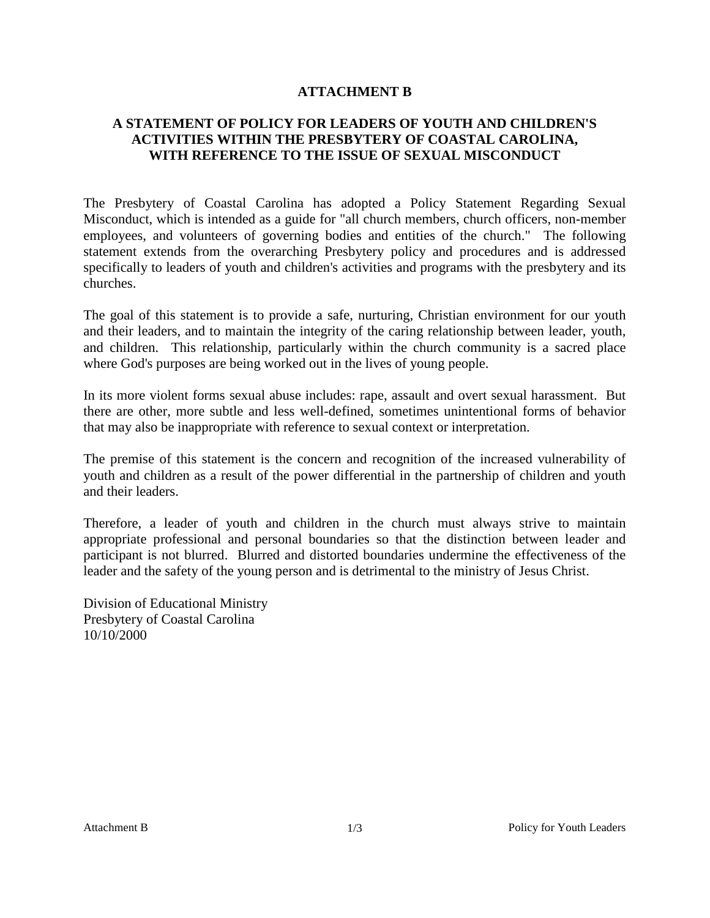# ATTACHMENT B

## A STATEMENT OF POLICY FOR LEADERS OF YOUTH AND CHILDREN'S ACTIVITIES WITHIN THE PRESBYTERY OF COASTAL CAROLINA, WITH REFERENCE TO THE ISSUE OF SEXUAL MISCONDUCT

The Presbytery of Coastal Carolina has adopted a Policy Statement Regarding Sexual Misconduct, which is intended as a guide for "all church members, church officers, non-member employees, and volunteers of governing bodies and entities of the church." The following statement extends from the overarching Presbytery policy and procedures and is addressed specifically to leaders of youth and children's activities and programs with the presbytery and its churches.

The goal of this statement is to provide a safe, nurturing, Christian environment for our youth and their leaders, and to maintain the integrity of the caring relationship between leader, youth, and children. This relationship, particularly within the church community is a sacred place where God's purposes are being worked out in the lives of young people.

In its more violent forms sexual abuse includes: rape, assault and overt sexual harassment. But there are other, more subtle and less well-defined, sometimes unintentional forms of behavior that may also be inappropriate with reference to sexual context or interpretation.

The premise of this statement is the concern and recognition of the increased vulnerability of youth and children as a result of the power differential in the partnership of children and youth and their leaders.

Therefore, a leader of youth and children in the church must always strive to maintain appropriate professional and personal boundaries so that the distinction between leader and participant is not blurred. Blurred and distorted boundaries undermine the effectiveness of the leader and the safety of the young person and is detrimental to the ministry of Jesus Christ.

Division of Educational Ministry
Presbytery of Coastal Carolina
10/10/2000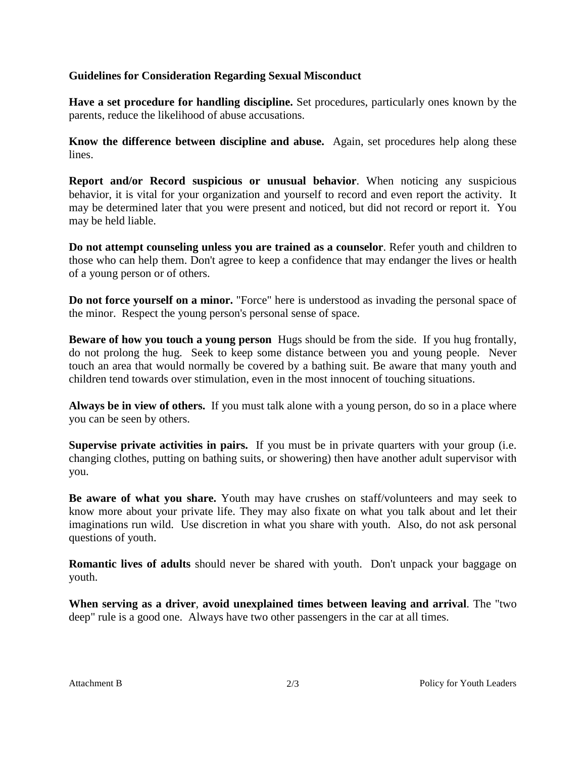### Guidelines for Consideration Regarding Sexual Misconduct

**Have a set procedure for handling discipline.** Set procedures, particularly ones known by the parents, reduce the likelihood of abuse accusations.

**Know the difference between discipline and abuse.** Again, set procedures help along these lines.

**Report and/or Record suspicious or unusual behavior**. When noticing any suspicious behavior, it is vital for your organization and yourself to record and even report the activity. It may be determined later that you were present and noticed, but did not record or report it. You may be held liable.

**Do not attempt counseling unless you are trained as a counselor**. Refer youth and children to those who can help them. Don't agree to keep a confidence that may endanger the lives or health of a young person or of others.

**Do not force yourself on a minor.** "Force" here is understood as invading the personal space of the minor. Respect the young person's personal sense of space.

**Beware of how you touch a young person** Hugs should be from the side. If you hug frontally, do not prolong the hug. Seek to keep some distance between you and young people. Never touch an area that would normally be covered by a bathing suit. Be aware that many youth and children tend towards over stimulation, even in the most innocent of touching situations.

**Always be in view of others.** If you must talk alone with a young person, do so in a place where you can be seen by others.

**Supervise private activities in pairs.** If you must be in private quarters with your group (i.e. changing clothes, putting on bathing suits, or showering) then have another adult supervisor with you.

**Be aware of what you share.** Youth may have crushes on staff/volunteers and may seek to know more about your private life. They may also fixate on what you talk about and let their imaginations run wild. Use discretion in what you share with youth. Also, do not ask personal questions of youth.

**Romantic lives of adults** should never be shared with youth. Don't unpack your baggage on youth.

**When serving as a driver**, **avoid unexplained times between leaving and arrival**. The "two deep" rule is a good one. Always have two other passengers in the car at all times.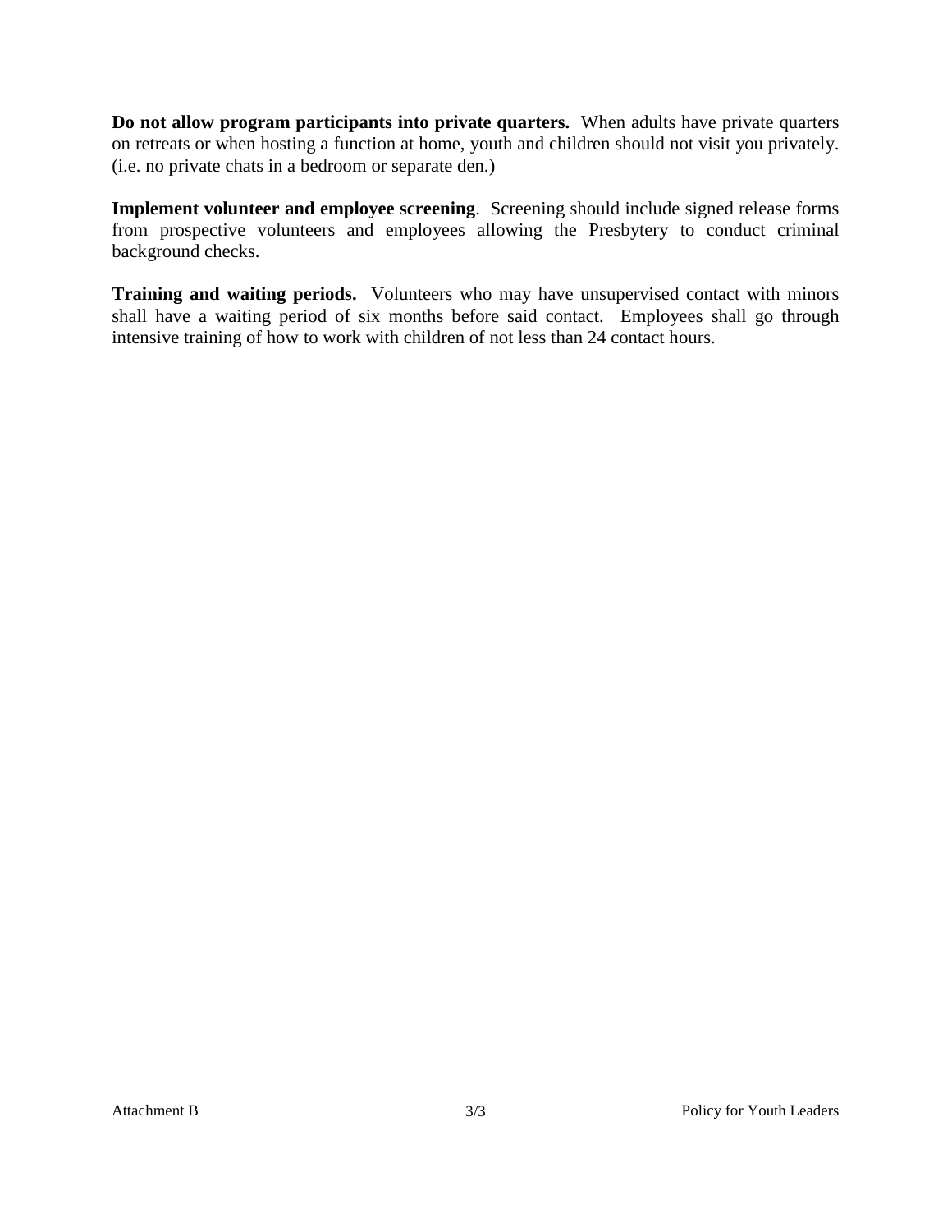**Do not allow program participants into private quarters.** When adults have private quarters on retreats or when hosting a function at home, youth and children should not visit you privately. (i.e. no private chats in a bedroom or separate den.)

**Implement volunteer and employee screening**. Screening should include signed release forms from prospective volunteers and employees allowing the Presbytery to conduct criminal background checks.

**Training and waiting periods.** Volunteers who may have unsupervised contact with minors shall have a waiting period of six months before said contact. Employees shall go through intensive training of how to work with children of not less than 24 contact hours.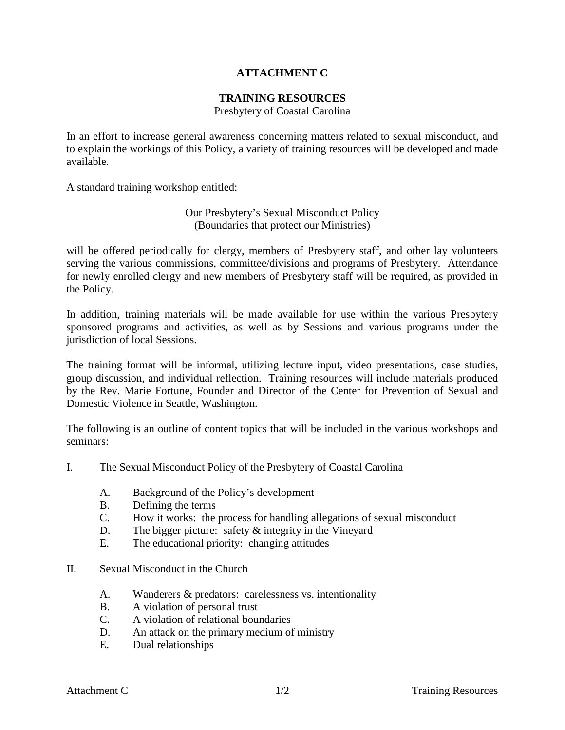# ATTACHMENT C

## TRAINING RESOURCES

Presbytery of Coastal Carolina

In an effort to increase general awareness concerning matters related to sexual misconduct, and to explain the workings of this Policy, a variety of training resources will be developed and made available.

A standard training workshop entitled:

Our Presbytery's Sexual Misconduct Policy
(Boundaries that protect our Ministries)

will be offered periodically for clergy, members of Presbytery staff, and other lay volunteers serving the various commissions, committee/divisions and programs of Presbytery. Attendance for newly enrolled clergy and new members of Presbytery staff will be required, as provided in the Policy.

In addition, training materials will be made available for use within the various Presbytery sponsored programs and activities, as well as by Sessions and various programs under the jurisdiction of local Sessions.

The training format will be informal, utilizing lecture input, video presentations, case studies, group discussion, and individual reflection. Training resources will include materials produced by the Rev. Marie Fortune, Founder and Director of the Center for Prevention of Sexual and Domestic Violence in Seattle, Washington.

The following is an outline of content topics that will be included in the various workshops and seminars:

I. The Sexual Misconduct Policy of the Presbytery of Coastal Carolina

- A. Background of the Policy's development
- B. Defining the terms
- C. How it works: the process for handling allegations of sexual misconduct
- D. The bigger picture: safety & integrity in the Vineyard
- E. The educational priority: changing attitudes

II. Sexual Misconduct in the Church

- A. Wanderers & predators: carelessness vs. intentionality
- B. A violation of personal trust
- C. A violation of relational boundaries
- D. An attack on the primary medium of ministry
- E. Dual relationships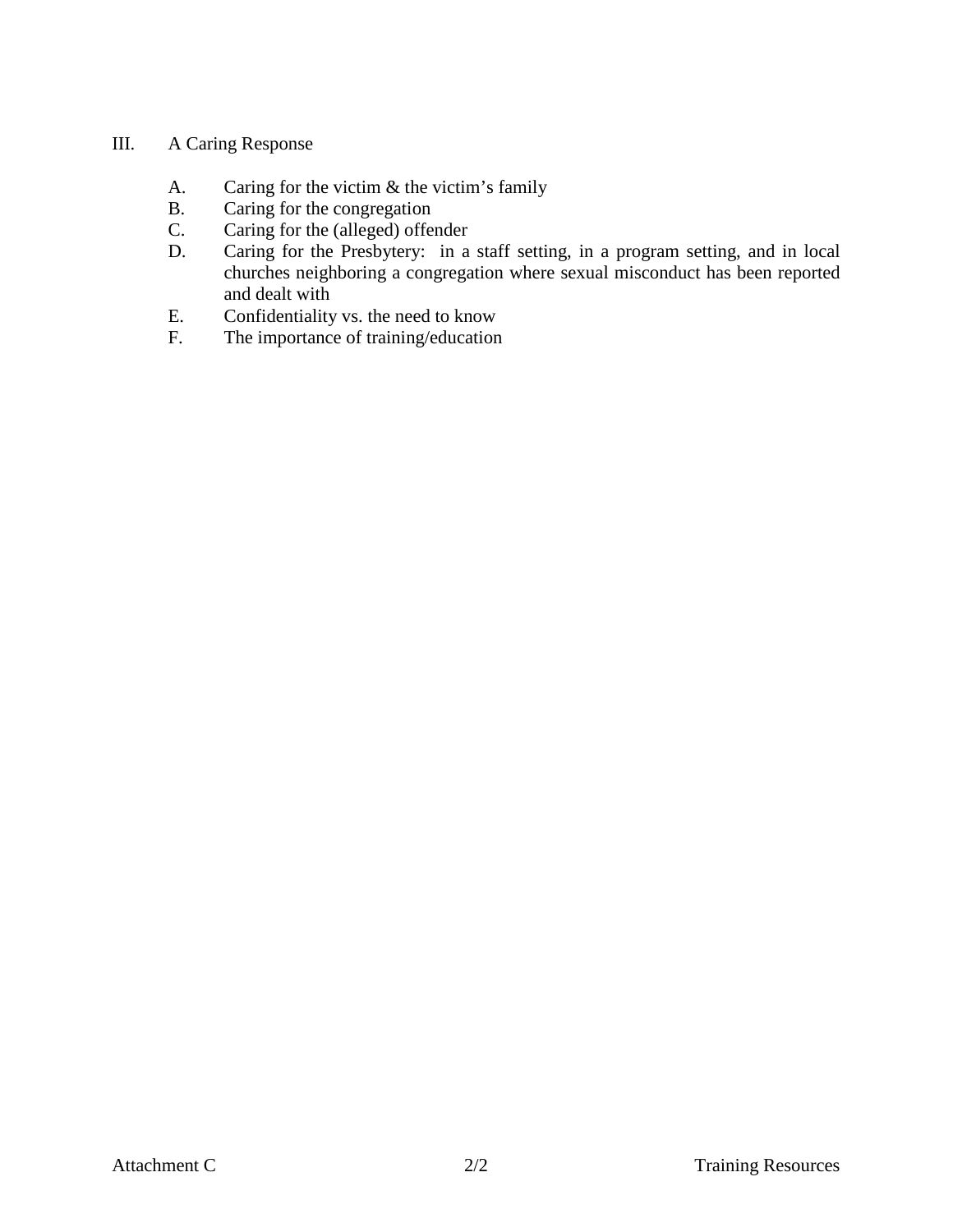III. A Caring Response

A. Caring for the victim & the victim's family
B. Caring for the congregation
C. Caring for the (alleged) offender
D. Caring for the Presbytery: in a staff setting, in a program setting, and in local churches neighboring a congregation where sexual misconduct has been reported and dealt with
E. Confidentiality vs. the need to know
F. The importance of training/education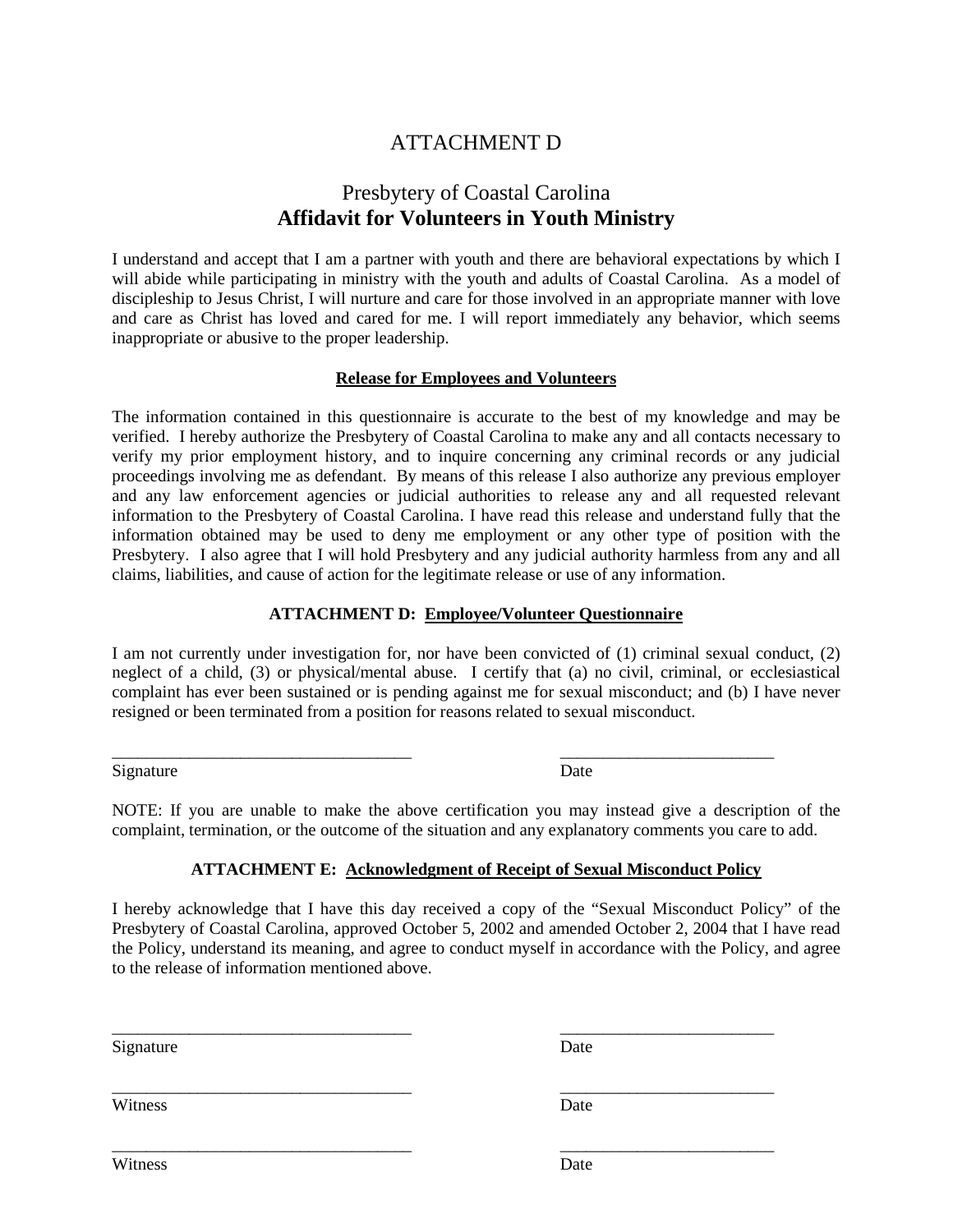# ATTACHMENT D

## Presbytery of Coastal Carolina
## **Affidavit for Volunteers in Youth Ministry**

I understand and accept that I am a partner with youth and there are behavioral expectations by which I will abide while participating in ministry with the youth and adults of Coastal Carolina. As a model of discipleship to Jesus Christ, I will nurture and care for those involved in an appropriate manner with love and care as Christ has loved and cared for me. I will report immediately any behavior, which seems inappropriate or abusive to the proper leadership.

### **Release for Employees and Volunteers**

The information contained in this questionnaire is accurate to the best of my knowledge and may be verified. I hereby authorize the Presbytery of Coastal Carolina to make any and all contacts necessary to verify my prior employment history, and to inquire concerning any criminal records or any judicial proceedings involving me as defendant. By means of this release I also authorize any previous employer and any law enforcement agencies or judicial authorities to release any and all requested relevant information to the Presbytery of Coastal Carolina. I have read this release and understand fully that the information obtained may be used to deny me employment or any other type of position with the Presbytery. I also agree that I will hold Presbytery and any judicial authority harmless from any and all claims, liabilities, and cause of action for the legitimate release or use of any information.

### **ATTACHMENT D: Employee/Volunteer Questionnaire**

I am not currently under investigation for, nor have been convicted of (1) criminal sexual conduct, (2) neglect of a child, (3) or physical/mental abuse. I certify that (a) no civil, criminal, or ecclesiastical complaint has ever been sustained or is pending against me for sexual misconduct; and (b) I have never resigned or been terminated from a position for reasons related to sexual misconduct.

\_\_\_\_\_\_\_\_\_\_\_\_\_\_\_\_\_\_\_\_\_\_\_\_\_\_\_\_\_\_\_\_\_\_\_ \_\_\_\_\_\_\_\_\_\_\_\_\_\_\_\_\_\_\_\_\_\_\_\_\_
Signature Date

NOTE: If you are unable to make the above certification you may instead give a description of the complaint, termination, or the outcome of the situation and any explanatory comments you care to add.

### **ATTACHMENT E: Acknowledgment of Receipt of Sexual Misconduct Policy**

I hereby acknowledge that I have this day received a copy of the "Sexual Misconduct Policy" of the Presbytery of Coastal Carolina, approved October 5, 2002 and amended October 2, 2004 that I have read the Policy, understand its meaning, and agree to conduct myself in accordance with the Policy, and agree to the release of information mentioned above.

\_\_\_\_\_\_\_\_\_\_\_\_\_\_\_\_\_\_\_\_\_\_\_\_\_\_\_\_\_\_\_\_\_\_\_ \_\_\_\_\_\_\_\_\_\_\_\_\_\_\_\_\_\_\_\_\_\_\_\_\_
Signature Date

\_\_\_\_\_\_\_\_\_\_\_\_\_\_\_\_\_\_\_\_\_\_\_\_\_\_\_\_\_\_\_\_\_\_\_ \_\_\_\_\_\_\_\_\_\_\_\_\_\_\_\_\_\_\_\_\_\_\_\_\_
Witness Date

\_\_\_\_\_\_\_\_\_\_\_\_\_\_\_\_\_\_\_\_\_\_\_\_\_\_\_\_\_\_\_\_\_\_\_ \_\_\_\_\_\_\_\_\_\_\_\_\_\_\_\_\_\_\_\_\_\_\_\_\_
Witness Date